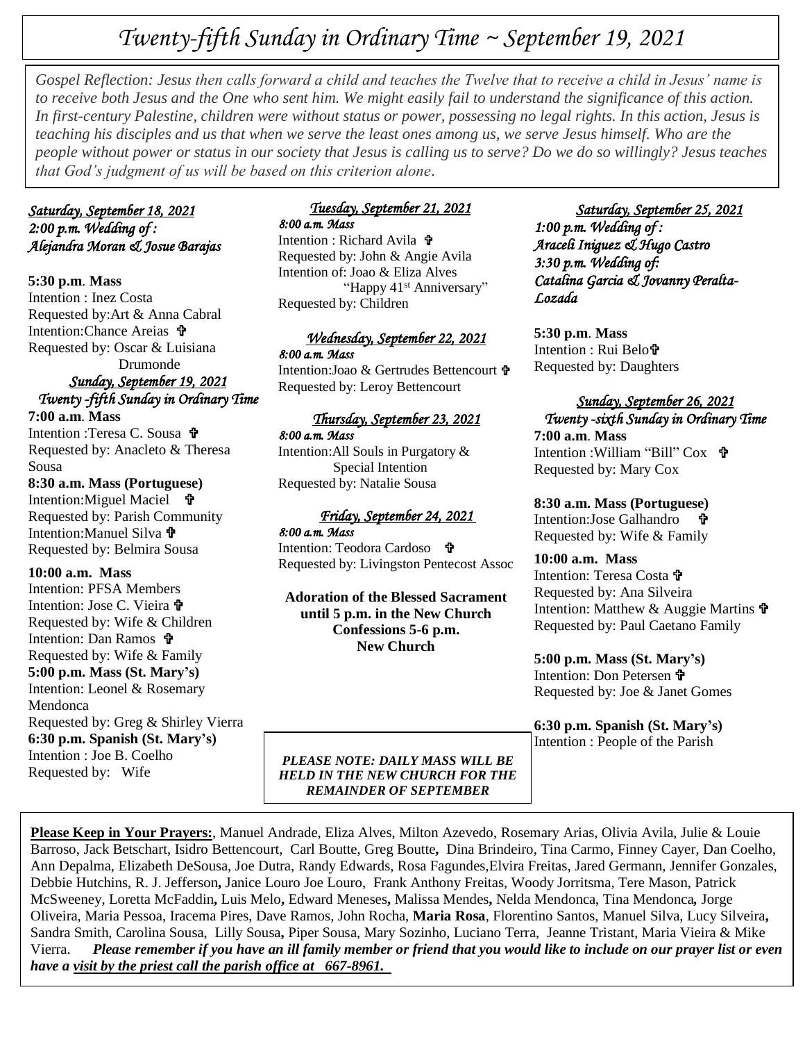# *Twenty-fifth Sunday in Ordinary Time ~ September 19, 2021*

*Gospel Reflection: Jesus then calls forward a child and teaches the Twelve that to receive a child in Jesus' name is to receive both Jesus and the One who sent him. We might easily fail to understand the significance of this action. In first-century Palestine, children were without status or power, possessing no legal rights. In this action, Jesus is teaching his disciples and us that when we serve the least ones among us, we serve Jesus himself. Who are the people without power or status in our society that Jesus is calling us to serve? Do we do so willingly? Jesus teaches that God's judgment of us will be based on this criterion alone.*

***Saturday, September 18, 2021***
*2:00 p.m. Wedding of :*
*Alejandra Moran & Josue Barajas*

**5:30 p.m. Mass**
Intention : Inez Costa
Requested by:Art & Anna Cabral
Intention:Chance Areias ✟
Requested by: Oscar & Luisiana Drumonde

***Sunday, September 19, 2021***
*Twenty -fifth Sunday in Ordinary Time*

**7:00 a.m. Mass**
Intention :Teresa C. Sousa ✟
Requested by: Anacleto & Theresa Sousa

**8:30 a.m. Mass (Portuguese)**
Intention:Miguel Maciel ✟
Requested by: Parish Community
Intention:Manuel Silva ✟
Requested by: Belmira Sousa

**10:00 a.m. Mass**
Intention: PFSA Members
Intention: Jose C. Vieira ✟
Requested by: Wife & Children
Intention: Dan Ramos ✟
Requested by: Wife & Family

**5:00 p.m. Mass (St. Mary's)**
Intention: Leonel & Rosemary Mendonca
Requested by: Greg & Shirley Vierra

**6:30 p.m. Spanish (St. Mary's)**
Intention : Joe B. Coelho
Requested by: Wife

***Tuesday, September 21, 2021***
*8:00 a.m. Mass*
Intention : Richard Avila ✟
Requested by: John & Angie Avila
Intention of: Joao & Eliza Alves "Happy 41st Anniversary"
Requested by: Children

***Wednesday, September 22, 2021***
*8:00 a.m. Mass*
Intention:Joao & Gertrudes Bettencourt ✟
Requested by: Leroy Bettencourt

***Thursday, September 23, 2021***
*8:00 a.m. Mass*
Intention:All Souls in Purgatory & Special Intention
Requested by: Natalie Sousa

***Friday, September 24, 2021***
*8:00 a.m. Mass*
Intention: Teodora Cardoso ✟
Requested by: Livingston Pentecost Assoc

**Adoration of the Blessed Sacrament until 5 p.m. in the New Church**
**Confessions 5-6 p.m.**
**New Church**

*PLEASE NOTE: DAILY MASS WILL BE HELD IN THE NEW CHURCH FOR THE REMAINDER OF SEPTEMBER*

***Saturday, September 25, 2021***
*1:00 p.m. Wedding of :*
*Araceli Iniguez & Hugo Castro*
*3:30 p.m. Wedding of:*
*Catalina Garcia & Jovanny Peralta-Lozada*

**5:30 p.m. Mass**
Intention : Rui Belo✟
Requested by: Daughters

***Sunday, September 26, 2021***
*Twenty -sixth Sunday in Ordinary Time*

**7:00 a.m. Mass**
Intention :William "Bill" Cox ✟
Requested by: Mary Cox

**8:30 a.m. Mass (Portuguese)**
Intention:Jose Galhandro ✟
Requested by: Wife & Family

**10:00 a.m. Mass**
Intention: Teresa Costa ✟
Requested by: Ana Silveira
Intention: Matthew & Auggie Martins ✟
Requested by: Paul Caetano Family

**5:00 p.m. Mass (St. Mary's)**
Intention: Don Petersen ✟
Requested by: Joe & Janet Gomes

**6:30 p.m. Spanish (St. Mary's)**
Intention : People of the Parish

**Please Keep in Your Prayers:**, Manuel Andrade, Eliza Alves, Milton Azevedo, Rosemary Arias, Olivia Avila, Julie & Louie Barroso, Jack Betschart, Isidro Bettencourt, Carl Boutte, Greg Boutte, Dina Brindeiro, Tina Carmo, Finney Cayer, Dan Coelho, Ann Depalma, Elizabeth DeSousa, Joe Dutra, Randy Edwards, Rosa Fagundes,Elvira Freitas, Jared Germann, Jennifer Gonzales, Debbie Hutchins, R. J. Jefferson, Janice Louro Joe Louro, Frank Anthony Freitas, Woody Jorritsma, Tere Mason, Patrick McSweeney, Loretta McFaddin, Luis Melo, Edward Meneses, Malissa Mendes, Nelda Mendonca, Tina Mendonca, Jorge Oliveira, Maria Pessoa, Iracema Pires, Dave Ramos, John Rocha, **Maria Rosa**, Florentino Santos, Manuel Silva, Lucy Silveira, Sandra Smith, Carolina Sousa, Lilly Sousa, Piper Sousa, Mary Sozinho, Luciano Terra, Jeanne Tristant, Maria Vieira & Mike Vierra. ***Please remember if you have an ill family member or friend that you would like to include on our prayer list or even have a visit by the priest call the parish office at 667-8961.***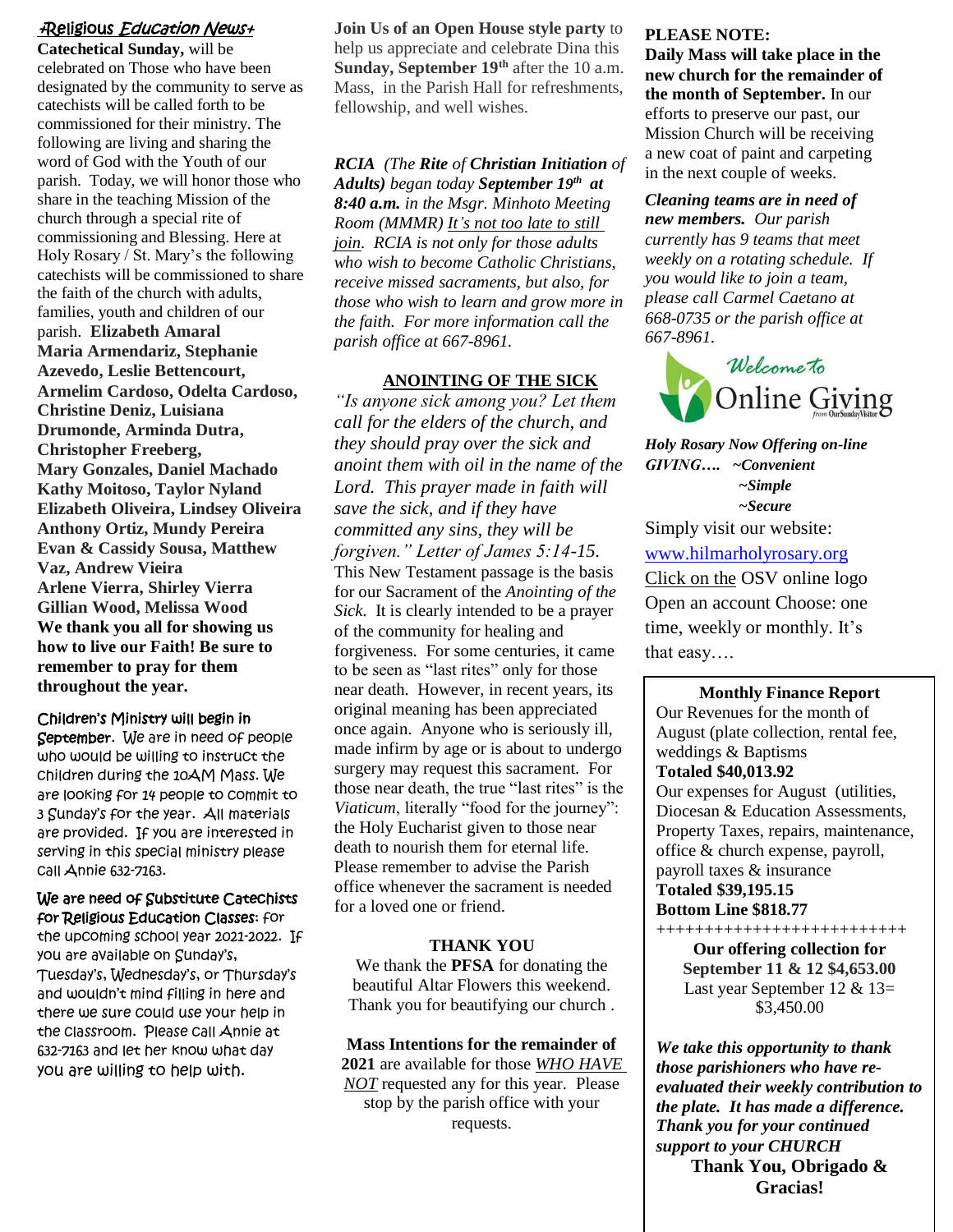## +Religious Education News+

**Catechetical Sunday,** will be celebrated on Those who have been designated by the community to serve as catechists will be called forth to be commissioned for their ministry. The following are living and sharing the word of God with the Youth of our parish. Today, we will honor those who share in the teaching Mission of the church through a special rite of commissioning and Blessing. Here at Holy Rosary / St. Mary's the following catechists will be commissioned to share the faith of the church with adults, families, youth and children of our parish. **Elizabeth Amaral Maria Armendariz, Stephanie Azevedo, Leslie Bettencourt, Armelim Cardoso, Odelta Cardoso, Christine Deniz, Luisiana Drumonde, Arminda Dutra, Christopher Freeberg, Mary Gonzales, Daniel Machado Kathy Moitoso, Taylor Nyland Elizabeth Oliveira, Lindsey Oliveira Anthony Ortiz, Mundy Pereira Evan & Cassidy Sousa, Matthew Vaz, Andrew Vieira Arlene Vierra, Shirley Vierra Gillian Wood, Melissa Wood We thank you all for showing us how to live our Faith! Be sure to remember to pray for them throughout the year.**

Children's Ministry will begin in September. We are in need of people who would be willing to instruct the children during the 10AM Mass. We are looking for 14 people to commit to 3 Sunday's for the year. All materials are provided. If you are interested in serving in this special ministry please call Annie 632-7163.

We are need of Substitute Catechists for Religious Education Classes: for the upcoming school year 2021-2022. If you are available on Sunday's, Tuesday's, Wednesday's, or Thursday's and wouldn't mind filling in here and there we sure could use your help in the classroom. Please call Annie at 632-7163 and let her know what day you are willing to help with.

**Join Us of an Open House style party** to help us appreciate and celebrate Dina this **Sunday, September 19th** after the 10 a.m. Mass, in the Parish Hall for refreshments, fellowship, and well wishes.

*RCIA (The **Rite** of **Christian Initiation** of **Adults**) began today **September 19th at 8:40 a.m.** in the Msgr. Minhoto Meeting Room (MMMR) It's not too late to still join. RCIA is not only for those adults who wish to become Catholic Christians, receive missed sacraments, but also, for those who wish to learn and grow more in the faith. For more information call the parish office at 667-8961.*

### ANOINTING OF THE SICK

*"Is anyone sick among you? Let them call for the elders of the church, and they should pray over the sick and anoint them with oil in the name of the Lord. This prayer made in faith will save the sick, and if they have committed any sins, they will be forgiven." Letter of James 5:14-15.* This New Testament passage is the basis for our Sacrament of the *Anointing of the Sick*. It is clearly intended to be a prayer of the community for healing and forgiveness. For some centuries, it came to be seen as "last rites" only for those near death. However, in recent years, its original meaning has been appreciated once again. Anyone who is seriously ill, made infirm by age or is about to undergo surgery may request this sacrament. For those near death, the true "last rites" is the *Viaticum*, literally "food for the journey": the Holy Eucharist given to those near death to nourish them for eternal life. Please remember to advise the Parish office whenever the sacrament is needed for a loved one or friend.

### THANK YOU

We thank the **PFSA** for donating the beautiful Altar Flowers this weekend. Thank you for beautifying our church .

**Mass Intentions for the remainder of 2021** are available for those *WHO HAVE NOT* requested any for this year. Please stop by the parish office with your requests.

**PLEASE NOTE:**
**Daily Mass will take place in the new church for the remainder of the month of September.** In our efforts to preserve our past, our Mission Church will be receiving a new coat of paint and carpeting in the next couple of weeks.

***Cleaning teams are in need of new members.*** *Our parish currently has 9 teams that meet weekly on a rotating schedule. If you would like to join a team, please call Carmel Caetano at 668-0735 or the parish office at 667-8961.*

Welcome to Online Giving

***Holy Rosary Now Offering on-line GIVING…. ~Convenient ~Simple ~Secure***

Simply visit our website: www.hilmarholyrosary.org
Click on the OSV online logo
Open an account Choose: one time, weekly or monthly. It's that easy….

### Monthly Finance Report

Our Revenues for the month of August (plate collection, rental fee, weddings & Baptisms
**Totaled $40,013.92**
Our expenses for August (utilities, Diocesan & Education Assessments, Property Taxes, repairs, maintenance, office & church expense, payroll, payroll taxes & insurance
**Totaled $39,195.15**
**Bottom Line $818.77**

++++++++++++++++++++++++++

**Our offering collection for September 11 & 12 $4,653.00**
Last year September 12 & 13= $3,450.00

***We take this opportunity to thank those parishioners who have re-evaluated their weekly contribution to the plate. It has made a difference. Thank you for your continued support to your CHURCH***

**Thank You, Obrigado & Gracias!**